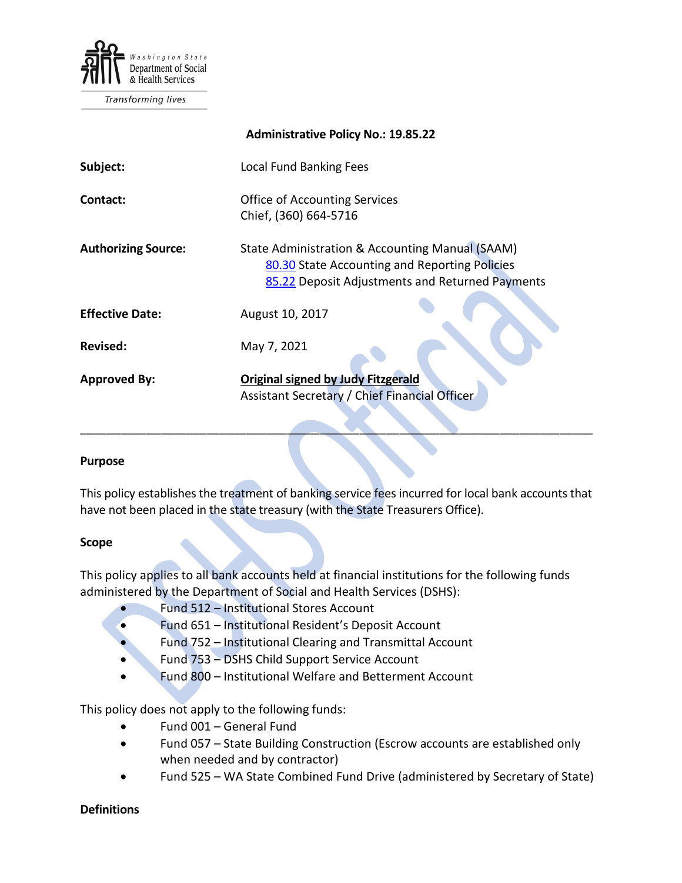Washington State Department of Social & Health Services

*Transforming lives*

**Administrative Policy No.: 19.85.22**

**Subject:** Local Fund Banking Fees

**Contact:** Office of Accounting Services
Chief, (360) 664-5716

**Authorizing Source:** State Administration & Accounting Manual (SAAM)
80.30 State Accounting and Reporting Policies
85.22 Deposit Adjustments and Returned Payments

**Effective Date:** August 10, 2017

**Revised:** May 7, 2021

**Approved By:** **Original signed by Judy Fitzgerald**
Assistant Secretary / Chief Financial Officer

---

## Purpose

This policy establishes the treatment of banking service fees incurred for local bank accounts that have not been placed in the state treasury (with the State Treasurers Office).

## Scope

This policy applies to all bank accounts held at financial institutions for the following funds administered by the Department of Social and Health Services (DSHS):

- Fund 512 – Institutional Stores Account
- Fund 651 – Institutional Resident's Deposit Account
- Fund 752 – Institutional Clearing and Transmittal Account
- Fund 753 – DSHS Child Support Service Account
- Fund 800 – Institutional Welfare and Betterment Account

This policy does not apply to the following funds:

- Fund 001 – General Fund
- Fund 057 – State Building Construction (Escrow accounts are established only when needed and by contractor)
- Fund 525 – WA State Combined Fund Drive (administered by Secretary of State)

## Definitions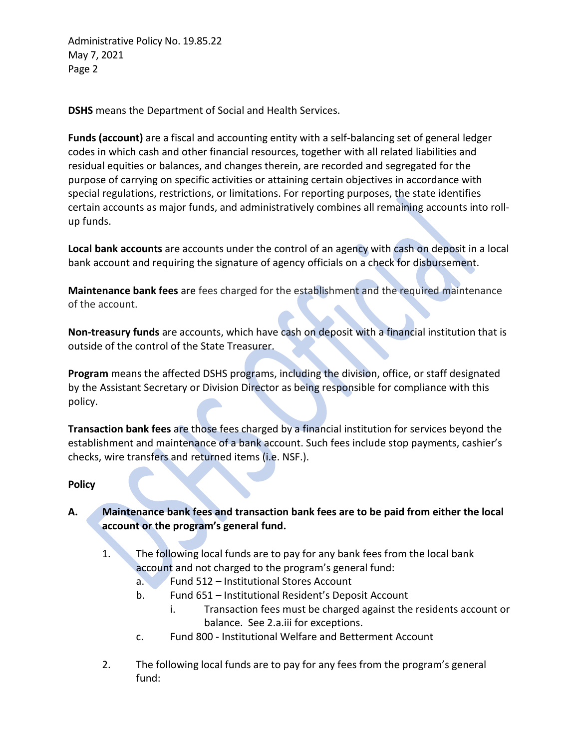**DSHS** means the Department of Social and Health Services.

**Funds (account)** are a fiscal and accounting entity with a self-balancing set of general ledger codes in which cash and other financial resources, together with all related liabilities and residual equities or balances, and changes therein, are recorded and segregated for the purpose of carrying on specific activities or attaining certain objectives in accordance with special regulations, restrictions, or limitations. For reporting purposes, the state identifies certain accounts as major funds, and administratively combines all remaining accounts into roll-up funds.

**Local bank accounts** are accounts under the control of an agency with cash on deposit in a local bank account and requiring the signature of agency officials on a check for disbursement.

**Maintenance bank fees** are fees charged for the establishment and the required maintenance of the account.

**Non-treasury funds** are accounts, which have cash on deposit with a financial institution that is outside of the control of the State Treasurer.

**Program** means the affected DSHS programs, including the division, office, or staff designated by the Assistant Secretary or Division Director as being responsible for compliance with this policy.

**Transaction bank fees** are those fees charged by a financial institution for services beyond the establishment and maintenance of a bank account. Such fees include stop payments, cashier's checks, wire transfers and returned items (i.e. NSF.).

**Policy**

**A. Maintenance bank fees and transaction bank fees are to be paid from either the local account or the program's general fund.**

1. The following local funds are to pay for any bank fees from the local bank account and not charged to the program's general fund:
   a. Fund 512 – Institutional Stores Account
   b. Fund 651 – Institutional Resident's Deposit Account
      i. Transaction fees must be charged against the residents account or balance. See 2.a.iii for exceptions.
   c. Fund 800 - Institutional Welfare and Betterment Account

2. The following local funds are to pay for any fees from the program's general fund: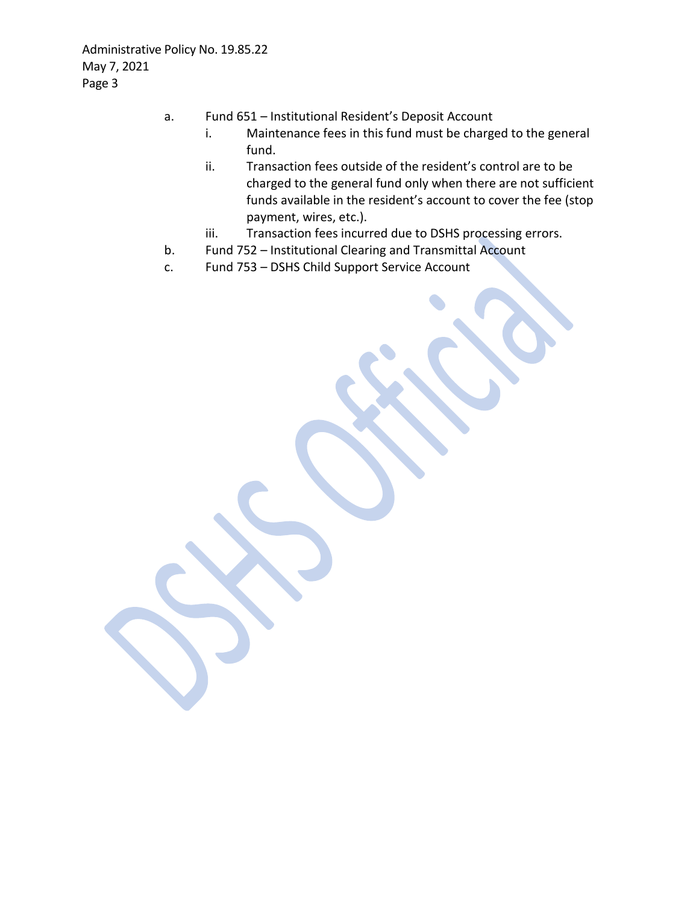a. Fund 651 – Institutional Resident's Deposit Account
   i. Maintenance fees in this fund must be charged to the general fund.
   ii. Transaction fees outside of the resident's control are to be charged to the general fund only when there are not sufficient funds available in the resident's account to cover the fee (stop payment, wires, etc.).
   iii. Transaction fees incurred due to DSHS processing errors.
b. Fund 752 – Institutional Clearing and Transmittal Account
c. Fund 753 – DSHS Child Support Service Account